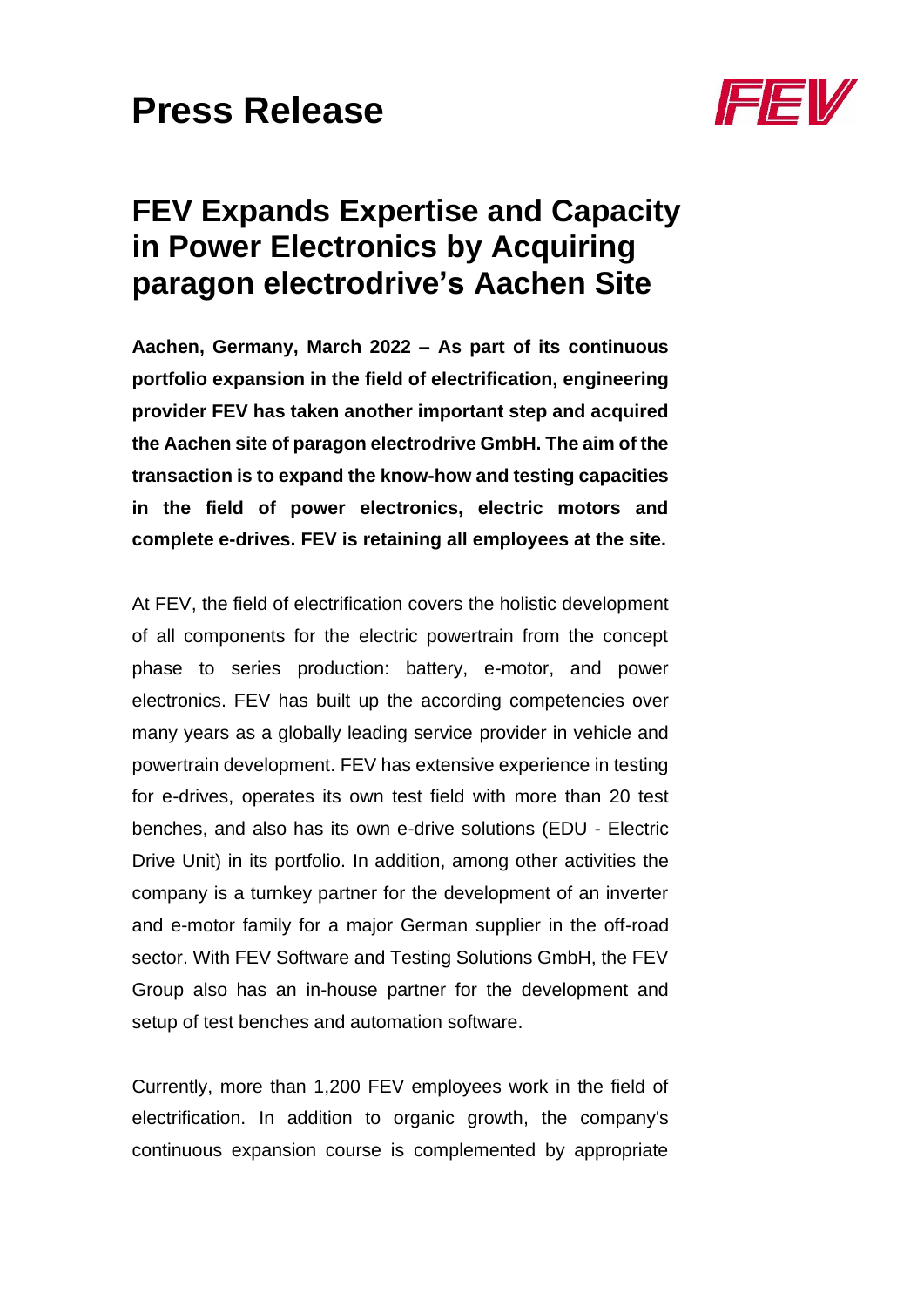# Press Release

## FEV Expands Expertise and Capacity in Power Electronics by Acquiring paragon electrodrive's Aachen Site

**Aachen, Germany, March 2022 – As part of its continuous portfolio expansion in the field of electrification, engineering provider FEV has taken another important step and acquired the Aachen site of paragon electrodrive GmbH. The aim of the transaction is to expand the know-how and testing capacities in the field of power electronics, electric motors and complete e-drives. FEV is retaining all employees at the site.**

At FEV, the field of electrification covers the holistic development of all components for the electric powertrain from the concept phase to series production: battery, e-motor, and power electronics. FEV has built up the according competencies over many years as a globally leading service provider in vehicle and powertrain development. FEV has extensive experience in testing for e-drives, operates its own test field with more than 20 test benches, and also has its own e-drive solutions (EDU - Electric Drive Unit) in its portfolio. In addition, among other activities the company is a turnkey partner for the development of an inverter and e-motor family for a major German supplier in the off-road sector. With FEV Software and Testing Solutions GmbH, the FEV Group also has an in-house partner for the development and setup of test benches and automation software.

Currently, more than 1,200 FEV employees work in the field of electrification. In addition to organic growth, the company's continuous expansion course is complemented by appropriate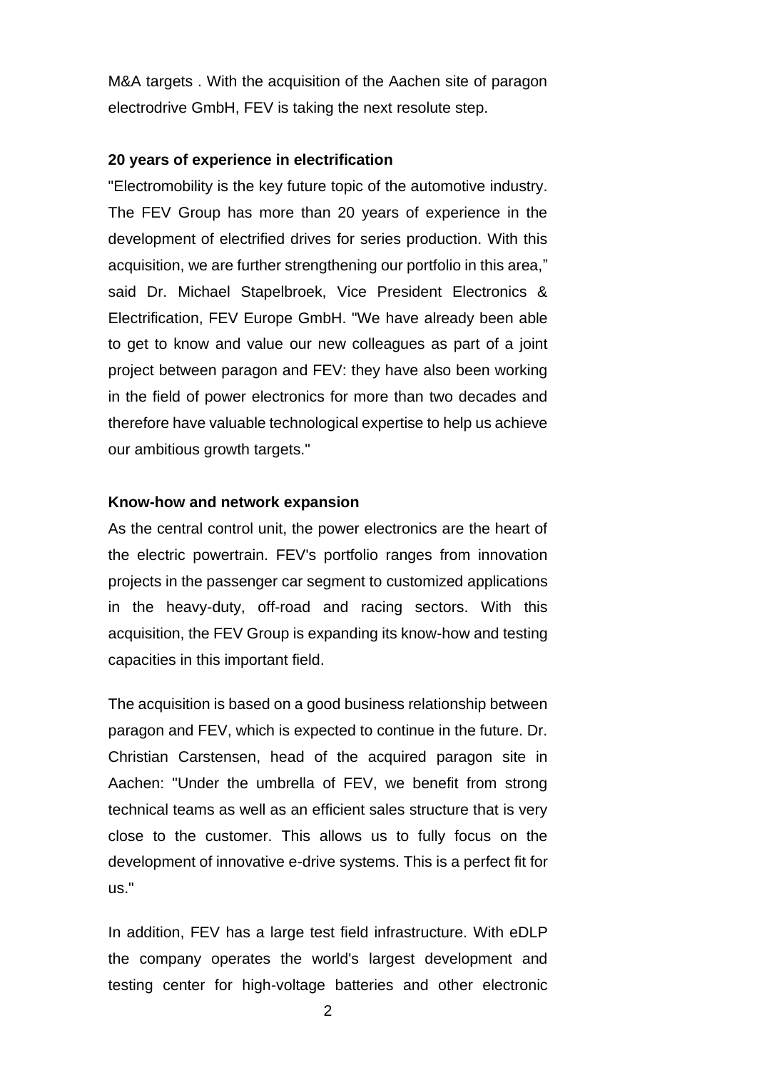M&A targets . With the acquisition of the Aachen site of paragon electrodrive GmbH, FEV is taking the next resolute step.

**20 years of experience in electrification**

"Electromobility is the key future topic of the automotive industry. The FEV Group has more than 20 years of experience in the development of electrified drives for series production. With this acquisition, we are further strengthening our portfolio in this area," said Dr. Michael Stapelbroek, Vice President Electronics & Electrification, FEV Europe GmbH. "We have already been able to get to know and value our new colleagues as part of a joint project between paragon and FEV: they have also been working in the field of power electronics for more than two decades and therefore have valuable technological expertise to help us achieve our ambitious growth targets."

**Know-how and network expansion**

As the central control unit, the power electronics are the heart of the electric powertrain. FEV's portfolio ranges from innovation projects in the passenger car segment to customized applications in the heavy-duty, off-road and racing sectors. With this acquisition, the FEV Group is expanding its know-how and testing capacities in this important field.

The acquisition is based on a good business relationship between paragon and FEV, which is expected to continue in the future. Dr. Christian Carstensen, head of the acquired paragon site in Aachen: "Under the umbrella of FEV, we benefit from strong technical teams as well as an efficient sales structure that is very close to the customer. This allows us to fully focus on the development of innovative e-drive systems. This is a perfect fit for us."

In addition, FEV has a large test field infrastructure. With eDLP the company operates the world's largest development and testing center for high-voltage batteries and other electronic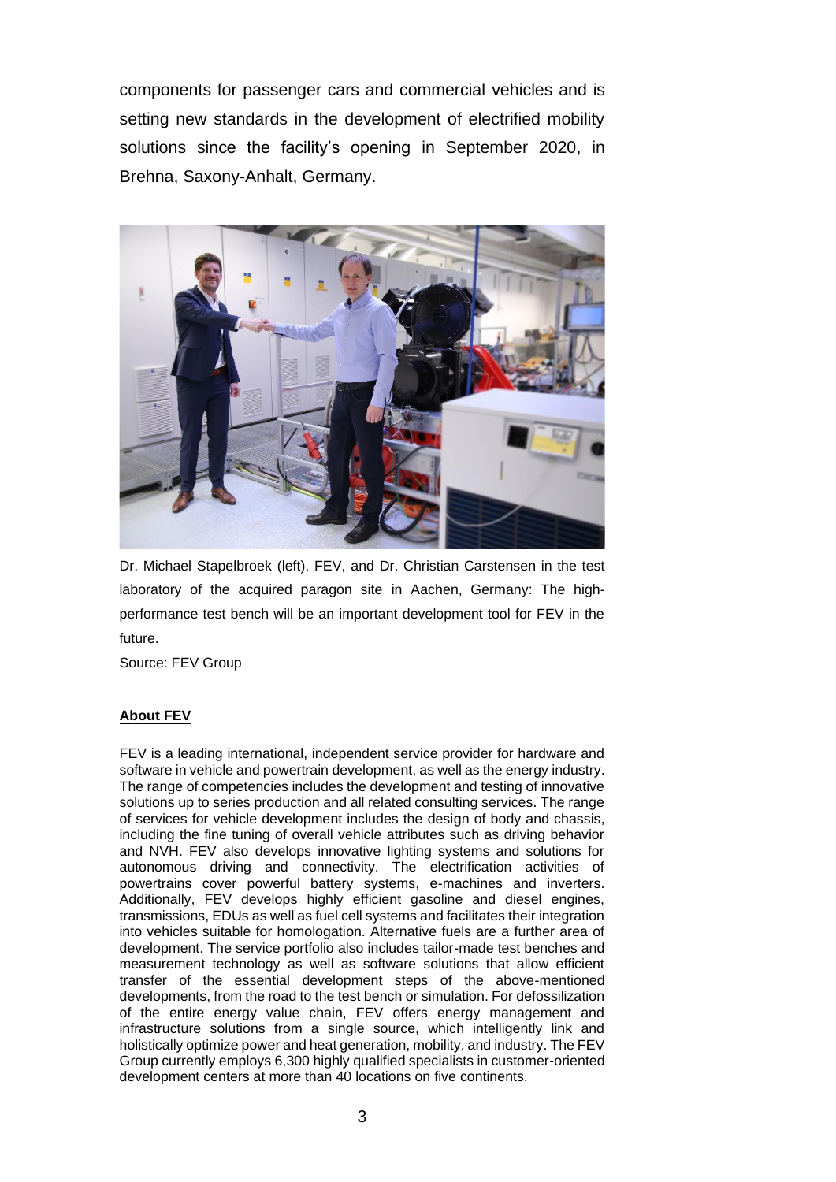components for passenger cars and commercial vehicles and is setting new standards in the development of electrified mobility solutions since the facility's opening in September 2020, in Brehna, Saxony-Anhalt, Germany.

Dr. Michael Stapelbroek (left), FEV, and Dr. Christian Carstensen in the test laboratory of the acquired paragon site in Aachen, Germany: The high-performance test bench will be an important development tool for FEV in the future.

Source: FEV Group

**About FEV**

FEV is a leading international, independent service provider for hardware and software in vehicle and powertrain development, as well as the energy industry. The range of competencies includes the development and testing of innovative solutions up to series production and all related consulting services. The range of services for vehicle development includes the design of body and chassis, including the fine tuning of overall vehicle attributes such as driving behavior and NVH. FEV also develops innovative lighting systems and solutions for autonomous driving and connectivity. The electrification activities of powertrains cover powerful battery systems, e-machines and inverters. Additionally, FEV develops highly efficient gasoline and diesel engines, transmissions, EDUs as well as fuel cell systems and facilitates their integration into vehicles suitable for homologation. Alternative fuels are a further area of development. The service portfolio also includes tailor-made test benches and measurement technology as well as software solutions that allow efficient transfer of the essential development steps of the above-mentioned developments, from the road to the test bench or simulation. For defossilization of the entire energy value chain, FEV offers energy management and infrastructure solutions from a single source, which intelligently link and holistically optimize power and heat generation, mobility, and industry. The FEV Group currently employs 6,300 highly qualified specialists in customer-oriented development centers at more than 40 locations on five continents.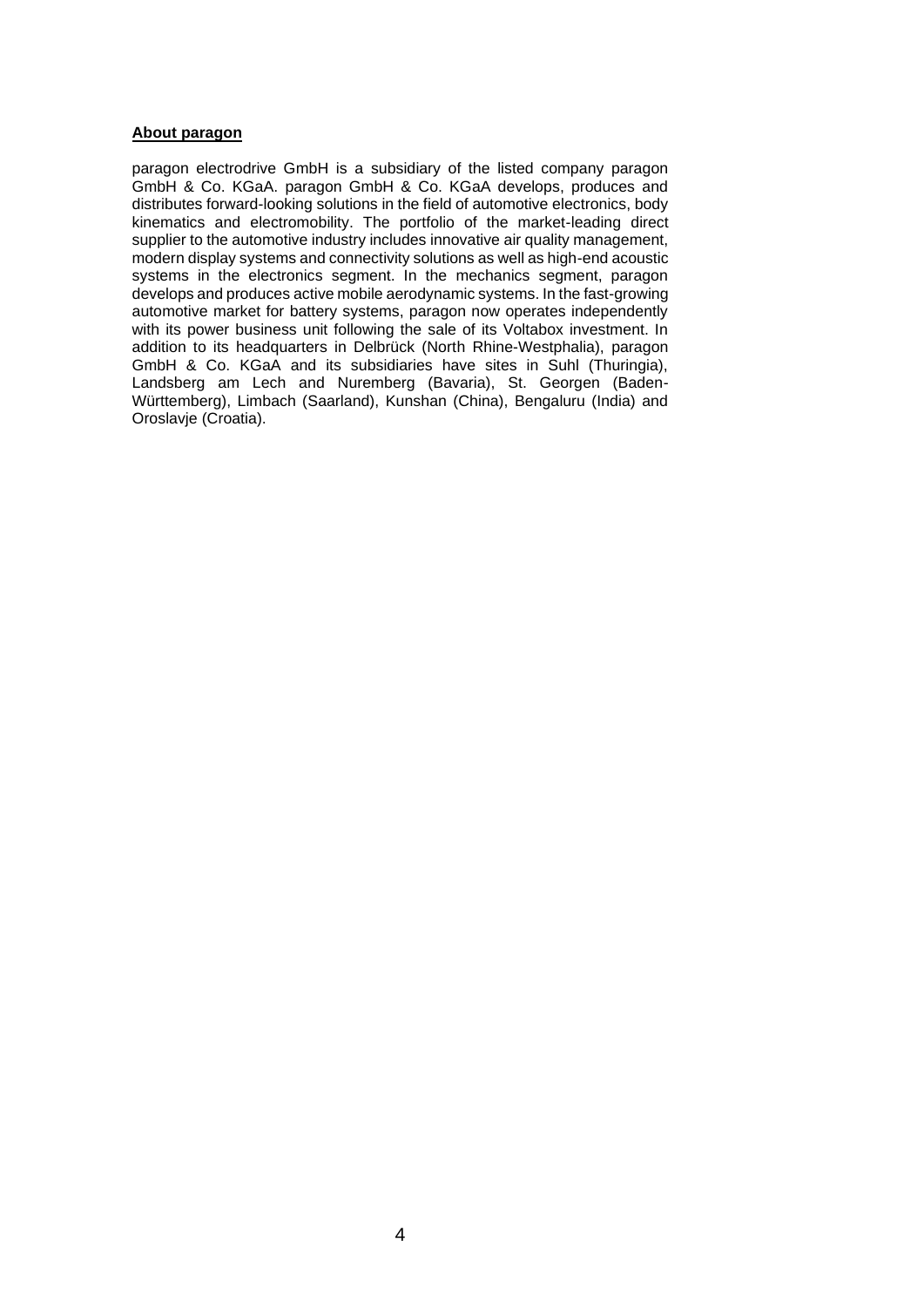**About paragon**

paragon electrodrive GmbH is a subsidiary of the listed company paragon GmbH & Co. KGaA. paragon GmbH & Co. KGaA develops, produces and distributes forward-looking solutions in the field of automotive electronics, body kinematics and electromobility. The portfolio of the market-leading direct supplier to the automotive industry includes innovative air quality management, modern display systems and connectivity solutions as well as high-end acoustic systems in the electronics segment. In the mechanics segment, paragon develops and produces active mobile aerodynamic systems. In the fast-growing automotive market for battery systems, paragon now operates independently with its power business unit following the sale of its Voltabox investment. In addition to its headquarters in Delbrück (North Rhine-Westphalia), paragon GmbH & Co. KGaA and its subsidiaries have sites in Suhl (Thuringia), Landsberg am Lech and Nuremberg (Bavaria), St. Georgen (Baden-Württemberg), Limbach (Saarland), Kunshan (China), Bengaluru (India) and Oroslavje (Croatia).